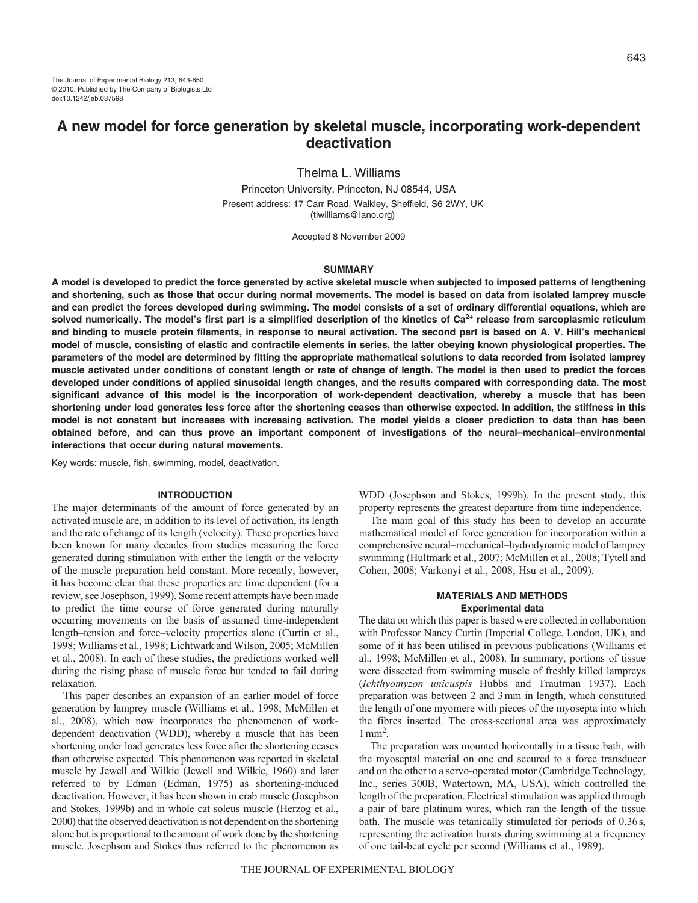# A new model for force generation by skeletal muscle, incorporating work-dependent deactivation

Thelma L. Williams

Princeton University, Princeton, NJ 08544, USA

Present address: 17 Carr Road, Walkley, Sheffield, S6 2WY, UK (tlwilliams@iano.org)

Accepted 8 November 2009

## SUMMARY

**A model is developed to predict the force generated by active skeletal muscle when subjected to imposed patterns of lengthening and shortening, such as those that occur during normal movements. The model is based on data from isolated lamprey muscle and can predict the forces developed during swimming. The model consists of a set of ordinary differential equations, which are solved numerically. The model's first part is a simplified description of the kinetics of $Ca^{2+}$ release from sarcoplasmic reticulum and binding to muscle protein filaments, in response to neural activation. The second part is based on A. V. Hill's mechanical model of muscle, consisting of elastic and contractile elements in series, the latter obeying known physiological properties. The parameters of the model are determined by fitting the appropriate mathematical solutions to data recorded from isolated lamprey muscle activated under conditions of constant length or rate of change of length. The model is then used to predict the forces developed under conditions of applied sinusoidal length changes, and the results compared with corresponding data. The most significant advance of this model is the incorporation of work-dependent deactivation, whereby a muscle that has been shortening under load generates less force after the shortening ceases than otherwise expected. In addition, the stiffness in this model is not constant but increases with increasing activation. The model yields a closer prediction to data than has been obtained before, and can thus prove an important component of investigations of the neural–mechanical–environmental interactions that occur during natural movements.**

Key words: muscle, fish, swimming, model, deactivation.

## INTRODUCTION

The major determinants of the amount of force generated by an activated muscle are, in addition to its level of activation, its length and the rate of change of its length (velocity). These properties have been known for many decades from studies measuring the force generated during stimulation with either the length or the velocity of the muscle preparation held constant. More recently, however, it has become clear that these properties are time dependent (for a review, see Josephson, 1999). Some recent attempts have been made to predict the time course of force generated during naturally occurring movements on the basis of assumed time-independent length–tension and force–velocity properties alone (Curtin et al., 1998; Williams et al., 1998; Lichtwark and Wilson, 2005; McMillen et al., 2008). In each of these studies, the predictions worked well during the rising phase of muscle force but tended to fail during relaxation.

This paper describes an expansion of an earlier model of force generation by lamprey muscle (Williams et al., 1998; McMillen et al., 2008), which now incorporates the phenomenon of work-dependent deactivation (WDD), whereby a muscle that has been shortening under load generates less force after the shortening ceases than otherwise expected. This phenomenon was reported in skeletal muscle by Jewell and Wilkie (Jewell and Wilkie, 1960) and later referred to by Edman (Edman, 1975) as shortening-induced deactivation. However, it has been shown in crab muscle (Josephson and Stokes, 1999b) and in whole cat soleus muscle (Herzog et al., 2000) that the observed deactivation is not dependent on the shortening alone but is proportional to the amount of work done by the shortening muscle. Josephson and Stokes thus referred to the phenomenon as WDD (Josephson and Stokes, 1999b). In the present study, this property represents the greatest departure from time independence.

The main goal of this study has been to develop an accurate mathematical model of force generation for incorporation within a comprehensive neural–mechanical–hydrodynamic model of lamprey swimming (Hultmark et al., 2007; McMillen et al., 2008; Tytell and Cohen, 2008; Varkonyi et al., 2008; Hsu et al., 2009).

## MATERIALS AND METHODS

### Experimental data

The data on which this paper is based were collected in collaboration with Professor Nancy Curtin (Imperial College, London, UK), and some of it has been utilised in previous publications (Williams et al., 1998; McMillen et al., 2008). In summary, portions of tissue were dissected from swimming muscle of freshly killed lampreys (*Ichthyomyzon unicuspis* Hubbs and Trautman 1937). Each preparation was between 2 and 3 mm in length, which constituted the length of one myomere with pieces of the myosepta into which the fibres inserted. The cross-sectional area was approximately $1\,mm^2$.

The preparation was mounted horizontally in a tissue bath, with the myoseptal material on one end secured to a force transducer and on the other to a servo-operated motor (Cambridge Technology, Inc., series 300B, Watertown, MA, USA), which controlled the length of the preparation. Electrical stimulation was applied through a pair of bare platinum wires, which ran the length of the tissue bath. The muscle was tetanically stimulated for periods of 0.36 s, representing the activation bursts during swimming at a frequency of one tail-beat cycle per second (Williams et al., 1989).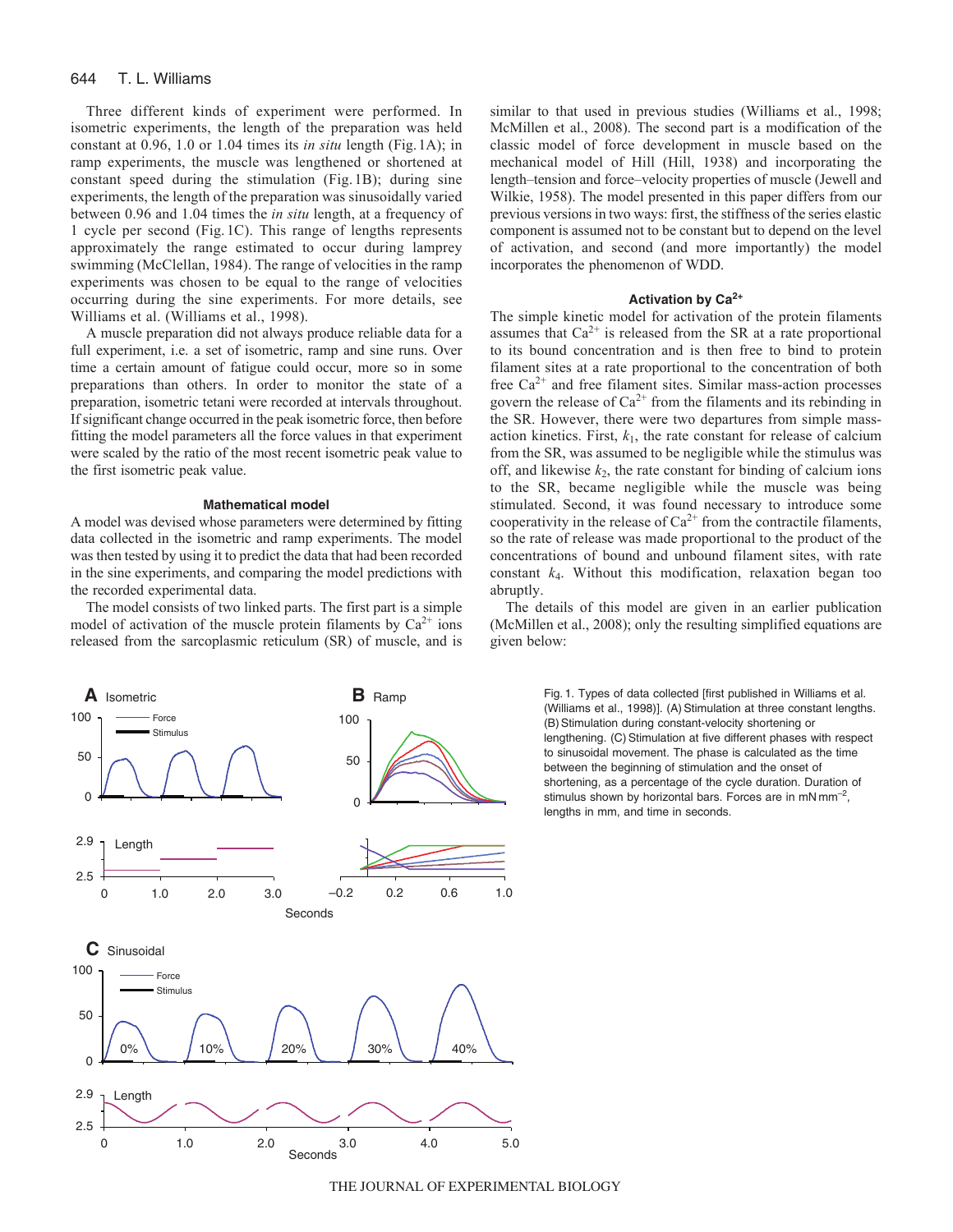Three different kinds of experiment were performed. In isometric experiments, the length of the preparation was held constant at 0.96, 1.0 or 1.04 times its *in situ* length (Fig. 1A); in ramp experiments, the muscle was lengthened or shortened at constant speed during the stimulation (Fig. 1B); during sine experiments, the length of the preparation was sinusoidally varied between 0.96 and 1.04 times the *in situ* length, at a frequency of 1 cycle per second (Fig. 1C). This range of lengths represents approximately the range estimated to occur during lamprey swimming (McClellan, 1984). The range of velocities in the ramp experiments was chosen to be equal to the range of velocities occurring during the sine experiments. For more details, see Williams et al. (Williams et al., 1998).

A muscle preparation did not always produce reliable data for a full experiment, i.e. a set of isometric, ramp and sine runs. Over time a certain amount of fatigue could occur, more so in some preparations than others. In order to monitor the state of a preparation, isometric tetani were recorded at intervals throughout. If significant change occurred in the peak isometric force, then before fitting the model parameters all the force values in that experiment were scaled by the ratio of the most recent isometric peak value to the first isometric peak value.

### Mathematical model

A model was devised whose parameters were determined by fitting data collected in the isometric and ramp experiments. The model was then tested by using it to predict the data that had been recorded in the sine experiments, and comparing the model predictions with the recorded experimental data.

The model consists of two linked parts. The first part is a simple model of activation of the muscle protein filaments by $Ca^{2+}$ ions released from the sarcoplasmic reticulum (SR) of muscle, and is similar to that used in previous studies (Williams et al., 1998; McMillen et al., 2008). The second part is a modification of the classic model of force development in muscle based on the mechanical model of Hill (Hill, 1938) and incorporating the length–tension and force–velocity properties of muscle (Jewell and Wilkie, 1958). The model presented in this paper differs from our previous versions in two ways: first, the stiffness of the series elastic component is assumed not to be constant but to depend on the level of activation, and second (and more importantly) the model incorporates the phenomenon of WDD.

### Activation by $Ca^{2+}$

The simple kinetic model for activation of the protein filaments assumes that $Ca^{2+}$ is released from the SR at a rate proportional to its bound concentration and is then free to bind to protein filament sites at a rate proportional to the concentration of both free $Ca^{2+}$ and free filament sites. Similar mass-action processes govern the release of $Ca^{2+}$ from the filaments and its rebinding in the SR. However, there were two departures from simple mass-action kinetics. First, $k_1$, the rate constant for release of calcium from the SR, was assumed to be negligible while the stimulus was off, and likewise $k_2$, the rate constant for binding of calcium ions to the SR, became negligible while the muscle was being stimulated. Second, it was found necessary to introduce some cooperativity in the release of $Ca^{2+}$ from the contractile filaments, so the rate of release was made proportional to the product of the concentrations of bound and unbound filament sites, with rate constant $k_4$. Without this modification, relaxation began too abruptly.

The details of this model are given in an earlier publication (McMillen et al., 2008); only the resulting simplified equations are given below:

Fig. 1. Types of data collected [first published in Williams et al. (Williams et al., 1998)]. (A) Stimulation at three constant lengths. (B) Stimulation during constant-velocity shortening or lengthening. (C) Stimulation at five different phases with respect to sinusoidal movement. The phase is calculated as the time between the beginning of stimulation and the onset of shortening, as a percentage of the cycle duration. Duration of stimulus shown by horizontal bars. Forces are in mN mm$^{-2}$, lengths in mm, and time in seconds.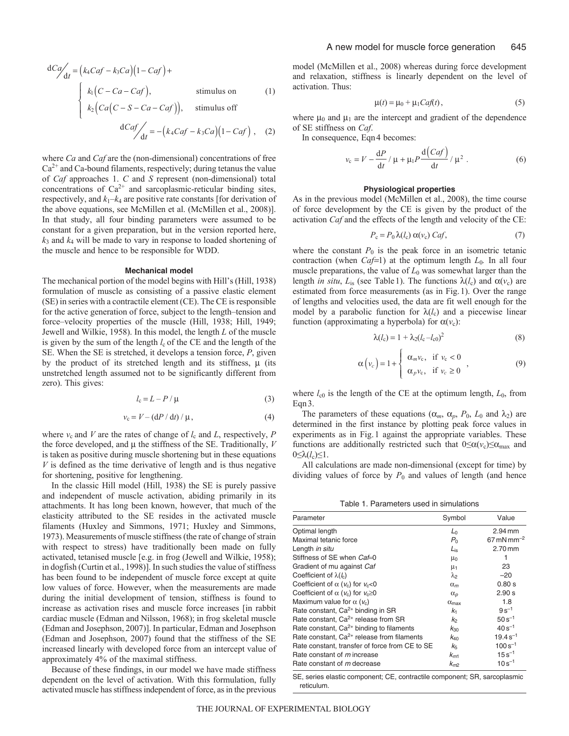$$\mathrm{d}Ca\big/_{\mathrm{d}t} = \left(k_4 Caf - k_3 Ca\right)\left(1 - Caf\right) + \begin{cases} k_1\left(C - Ca - Caf\right), & \text{stimulus on} \\ k_2\left(Ca\left(C - S - Ca - Caf\right)\right), & \text{stimulus off} \end{cases} \quad (1)$$

$$\mathrm{d}Caf\big/_{\mathrm{d}t} = -\left(k_4 Caf - k_3 Ca\right)\left(1 - Caf\right) , \quad (2)$$

where $Ca$ and $Caf$ are the (non-dimensional) concentrations of free $Ca^{2+}$ and Ca-bound filaments, respectively; during tetanus the value of $Caf$ approaches 1. $C$ and $S$ represent (non-dimensional) total concentrations of $Ca^{2+}$ and sarcoplasmic-reticular binding sites, respectively, and $k_1$–$k_4$ are positive rate constants [for derivation of the above equations, see McMillen et al. (McMillen et al., 2008)]. In that study, all four binding parameters were assumed to be constant for a given preparation, but in the version reported here, $k_3$ and $k_4$ will be made to vary in response to loaded shortening of the muscle and hence to be responsible for WDD.

### Mechanical model

The mechanical portion of the model begins with Hill's (Hill, 1938) formulation of muscle as consisting of a passive elastic element (SE) in series with a contractile element (CE). The CE is responsible for the active generation of force, subject to the length–tension and force–velocity properties of the muscle (Hill, 1938; Hill, 1949; Jewell and Wilkie, 1958). In this model, the length $L$ of the muscle is given by the sum of the length $l_c$ of the CE and the length of the SE. When the SE is stretched, it develops a tension force, $P$, given by the product of its stretched length and its stiffness, $\mu$ (its unstretched length assumed not to be significantly different from zero). This gives:

$$l_c = L - P / \mu \quad (3)$$

$$v_c = V - (\mathrm{d}P / \mathrm{d}t) / \mu , \quad (4)$$

where $v_c$ and $V$ are the rates of change of $l_c$ and $L$, respectively, $P$ the force developed, and $\mu$ the stiffness of the SE. Traditionally, $V$ is taken as positive during muscle shortening but in these equations $V$ is defined as the time derivative of length and is thus negative for shortening, positive for lengthening.

In the classic Hill model (Hill, 1938) the SE is purely passive and independent of muscle activation, abiding primarily in its attachments. It has long been known, however, that much of the elasticity attributed to the SE resides in the activated muscle filaments (Huxley and Simmons, 1971; Huxley and Simmons, 1973). Measurements of muscle stiffness (the rate of change of strain with respect to stress) have traditionally been made on fully activated, tetanised muscle [e.g. in frog (Jewell and Wilkie, 1958); in dogfish (Curtin et al., 1998)]. In such studies the value of stiffness has been found to be independent of muscle force except at quite low values of force. However, when the measurements are made during the initial development of tension, stiffness is found to increase as activation rises and muscle force increases [in rabbit cardiac muscle (Edman and Nilsson, 1968); in frog skeletal muscle (Edman and Josephson, 2007)]. In particular, Edman and Josephson (Edman and Josephson, 2007) found that the stiffness of the SE increased linearly with developed force from an intercept value of approximately 4% of the maximal stiffness.

Because of these findings, in our model we have made stiffness dependent on the level of activation. With this formulation, fully activated muscle has stiffness independent of force, as in the previous model (McMillen et al., 2008) whereas during force development and relaxation, stiffness is linearly dependent on the level of activation. Thus:

$$\mu(t) = \mu_0 + \mu_1 Caf(t) , \quad (5)$$

where $\mu_0$ and $\mu_1$ are the intercept and gradient of the dependence of SE stiffness on $Caf$.

In consequence, Eqn 4 becomes:

$$v_c = V - \frac{\mathrm{d}P}{\mathrm{d}t} / \mu + \mu_1 P \frac{\mathrm{d}\left(Caf\right)}{\mathrm{d}t} / \mu^2 . \quad (6)$$

### Physiological properties

As in the previous model (McMillen et al., 2008), the time course of force development by the CE is given by the product of the activation $Caf$ and the effects of the length and velocity of the CE:

$$P_c = P_0\, \lambda(l_c)\, \alpha(v_c)\, Caf , \quad (7)$$

where the constant $P_0$ is the peak force in an isometric tetanic contraction (when $Caf$=1) at the optimum length $L_0$. In all four muscle preparations, the value of $L_0$ was somewhat larger than the length *in situ*, $L_{is}$ (see Table 1). The functions $\lambda(l_c)$ and $\alpha(v_c)$ are estimated from force measurements (as in Fig. 1). Over the range of lengths and velocities used, the data are fit well enough for the model by a parabolic function for $\lambda(l_c)$ and a piecewise linear function (approximating a hyperbola) for $\alpha(v_c)$:

$$\lambda(l_c) = 1 + \lambda_2 (l_c - l_{c0})^2 \quad (8)$$

$$\alpha\left(v_c\right) = 1 + \begin{cases} \alpha_m v_c, & \text{if } v_c < 0 \\ \alpha_p v_c, & \text{if } v_c \geq 0 \end{cases} , \quad (9)$$

where $l_{c0}$ is the length of the CE at the optimum length, $L_0$, from Eqn 3.

The parameters of these equations ($\alpha_m$, $\alpha_p$, $P_0$, $L_0$ and $\lambda_2$) are determined in the first instance by plotting peak force values in experiments as in Fig. 1 against the appropriate variables. These functions are additionally restricted such that $0 \leq \alpha(v_c) \leq \alpha_{max}$ and $0 \leq \lambda(l_c) \leq 1$.

All calculations are made non-dimensional (except for time) by dividing values of force by $P_0$ and values of length (and hence

Table 1. Parameters used in simulations

| Parameter | Symbol | Value |
|---|---|---|
| Optimal length | $L_0$ | 2.94 mm |
| Maximal tetanic force | $P_0$ | 67 mN mm$^{-2}$ |
| Length *in situ* | $L_{is}$ | 2.70 mm |
| Stiffness of SE when $Caf$=0 | $\mu_0$ | 1 |
| Gradient of mu against $Caf$ | $\mu_1$ | 23 |
| Coefficient of $\lambda(l_c)$ | $\lambda_2$ | –20 |
| Coefficient of $\alpha(v_c)$ for $v_c$<0 | $\alpha_m$ | 0.80 s |
| Coefficient of $\alpha(v_c)$ for $v_c$≥0 | $\alpha_p$ | 2.90 s |
| Maximum value for $\alpha(v_c)$ | $\alpha_{max}$ | 1.8 |
| Rate constant, $Ca^{2+}$ binding in SR | $k_1$ | 9 s$^{-1}$ |
| Rate constant, $Ca^{2+}$ release from SR | $k_2$ | 50 s$^{-1}$ |
| Rate constant, $Ca^{2+}$ binding to filaments | $k_{30}$ | 40 s$^{-1}$ |
| Rate constant, $Ca^{2+}$ release from filaments | $k_{40}$ | 19.4 s$^{-1}$ |
| Rate constant, transfer of force from CE to SE | $k_5$ | 100 s$^{-1}$ |
| Rate constant of $m$ increase | $k_{m1}$ | 15 s$^{-1}$ |
| Rate constant of $m$ decrease | $k_{m2}$ | 10 s$^{-1}$ |

SE, series elastic component; CE, contractile component; SR, sarcoplasmic reticulum.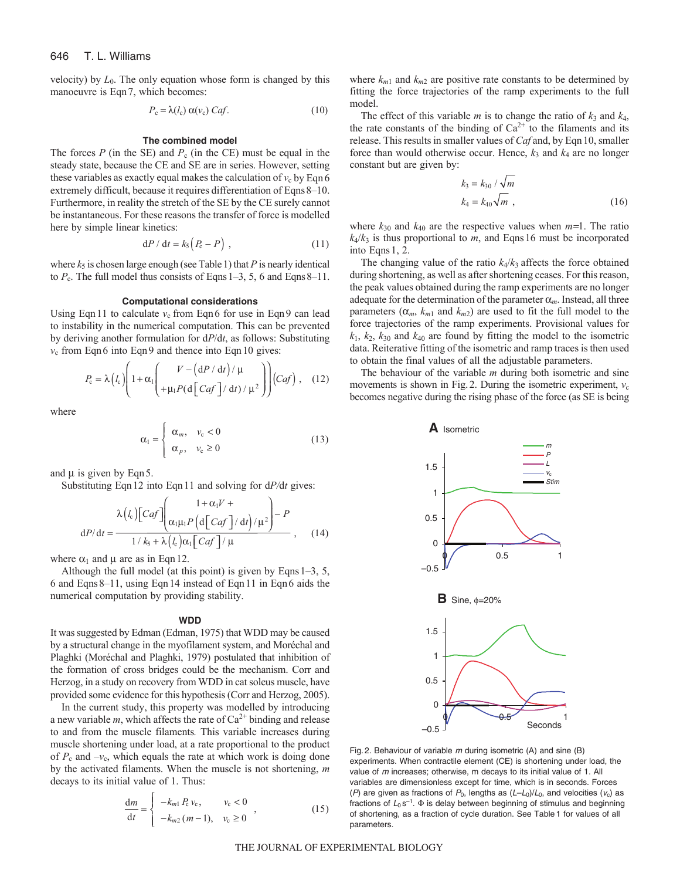velocity) by $L_0$. The only equation whose form is changed by this manoeuvre is Eqn 7, which becomes:

$$P_c = \lambda(l_c)\,\alpha(v_c)\,Caf. \tag{10}$$

### The combined model

The forces $P$ (in the SE) and $P_c$ (in the CE) must be equal in the steady state, because the CE and SE are in series. However, setting these variables as exactly equal makes the calculation of $v_c$ by Eqn 6 extremely difficult, because it requires differentiation of Eqns 8–10. Furthermore, in reality the stretch of the SE by the CE surely cannot be instantaneous. For these reasons the transfer of force is modelled here by simple linear kinetics:

$$\mathrm{d}P/\mathrm{d}t = k_5\left(P_c - P\right), \tag{11}$$

where $k_5$ is chosen large enough (see Table 1) that $P$ is nearly identical to $P_c$. The full model thus consists of Eqns 1–3, 5, 6 and Eqns 8–11.

### Computational considerations

Using Eqn 11 to calculate $v_c$ from Eqn 6 for use in Eqn 9 can lead to instability in the numerical computation. This can be prevented by deriving another formulation for $\mathrm{d}P/\mathrm{d}t$, as follows: Substituting $v_c$ from Eqn 6 into Eqn 9 and thence into Eqn 10 gives:

$$P_c = \lambda\left(l_c\right)\left(1 + \alpha_1\left(\begin{array}{c} V - \left(\mathrm{d}P/\mathrm{d}t\right)/\mu \\ +\mu_1 P\left(\mathrm{d}\left[Caf\right]/\mathrm{d}t\right)/\mu^2 \end{array}\right)\right)\left(Caf\right), \tag{12}$$

where

$$\alpha_1 = \begin{cases} \alpha_m, & v_c < 0 \\ \alpha_p, & v_c \geq 0 \end{cases} \tag{13}$$

and $\mu$ is given by Eqn 5.

Substituting Eqn 12 into Eqn 11 and solving for $\mathrm{d}P/\mathrm{d}t$ gives:

$$\mathrm{d}P/\mathrm{d}t = \frac{\lambda\left(l_c\right)\left[Caf\right]\left(\begin{array}{c} 1 + \alpha_1 V + \\ \alpha_1\mu_1 P\left(\mathrm{d}\left[Caf\right]/\mathrm{d}t\right)/\mu^2 \end{array}\right) - P}{1/k_5 + \lambda\left(l_c\right)\alpha_1\left[Caf\right]/\mu}, \tag{14}$$

where $\alpha_1$ and $\mu$ are as in Eqn 12.

Although the full model (at this point) is given by Eqns 1–3, 5, 6 and Eqns 8–11, using Eqn 14 instead of Eqn 11 in Eqn 6 aids the numerical computation by providing stability.

### WDD

It was suggested by Edman (Edman, 1975) that WDD may be caused by a structural change in the myofilament system, and Moréchal and Plaghki (Moréchal and Plaghki, 1979) postulated that inhibition of the formation of cross bridges could be the mechanism. Corr and Herzog, in a study on recovery from WDD in cat soleus muscle, have provided some evidence for this hypothesis (Corr and Herzog, 2005).

In the current study, this property was modelled by introducing a new variable $m$, which affects the rate of $Ca^{2+}$ binding and release to and from the muscle filaments. This variable increases during muscle shortening under load, at a rate proportional to the product of $P_c$ and $-v_c$, which equals the rate at which work is doing done by the activated filaments. When the muscle is not shortening, $m$ decays to its initial value of 1. Thus:

$$\frac{\mathrm{d}m}{\mathrm{d}t} = \begin{cases} -k_{m1}\,P_c\,v_c, & v_c < 0 \\ -k_{m2}\,(m-1), & v_c \geq 0 \end{cases}, \tag{15}$$

where $k_{m1}$ and $k_{m2}$ are positive rate constants to be determined by fitting the force trajectories of the ramp experiments to the full model.

The effect of this variable $m$ is to change the ratio of $k_3$ and $k_4$, the rate constants of the binding of $Ca^{2+}$ to the filaments and its release. This results in smaller values of $Caf$ and, by Eqn 10, smaller force than would otherwise occur. Hence, $k_3$ and $k_4$ are no longer constant but are given by:

$$\begin{aligned} k_3 &= k_{30}/\sqrt{m} \\ k_4 &= k_{40}\sqrt{m}\,, \end{aligned} \tag{16}$$

where $k_{30}$ and $k_{40}$ are the respective values when $m$=1. The ratio $k_4/k_3$ is thus proportional to $m$, and Eqns 16 must be incorporated into Eqns 1, 2.

The changing value of the ratio $k_4/k_3$ affects the force obtained during shortening, as well as after shortening ceases. For this reason, the peak values obtained during the ramp experiments are no longer adequate for the determination of the parameter $\alpha_m$. Instead, all three parameters ($\alpha_m$, $k_{m1}$ and $k_{m2}$) are used to fit the full model to the force trajectories of the ramp experiments. Provisional values for $k_1$, $k_2$, $k_{30}$ and $k_{40}$ are found by fitting the model to the isometric data. Reiterative fitting of the isometric and ramp traces is then used to obtain the final values of all the adjustable parameters.

The behaviour of the variable $m$ during both isometric and sine movements is shown in Fig. 2. During the isometric experiment, $v_c$ becomes negative during the rising phase of the force (as SE is being

Fig. 2. Behaviour of variable $m$ during isometric (A) and sine (B) experiments. When contractile element (CE) is shortening under load, the value of $m$ increases; otherwise, m decays to its initial value of 1. All variables are dimensionless except for time, which is in seconds. Forces ($P$) are given as fractions of $P_0$, lengths as $(L-L_0)/L_0$, and velocities ($v_c$) as fractions of $L_0\,\mathrm{s}^{-1}$. Φ is delay between beginning of stimulus and beginning of shortening, as a fraction of cycle duration. See Table 1 for values of all parameters.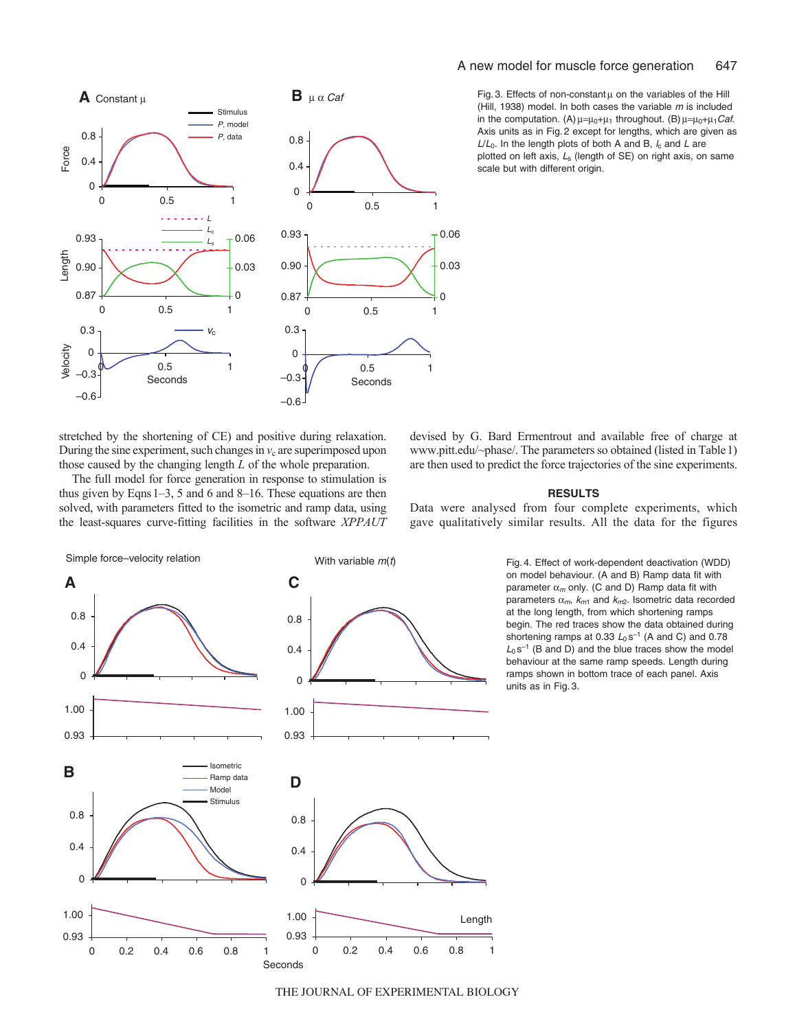Fig. 3. Effects of non-constant $\mu$ on the variables of the Hill (Hill, 1938) model. In both cases the variable $m$ is included in the computation. (A) $\mu=\mu_0+\mu_1$ throughout. (B) $\mu=\mu_0+\mu_1 Caf$. Axis units as in Fig. 2 except for lengths, which are given as $L/L_0$. In the length plots of both A and B, $l_c$ and $L$ are plotted on left axis, $L_s$ (length of SE) on right axis, on same scale but with different origin.

stretched by the shortening of CE) and positive during relaxation. During the sine experiment, such changes in $v_c$ are superimposed upon those caused by the changing length $L$ of the whole preparation.

The full model for force generation in response to stimulation is thus given by Eqns 1–3, 5 and 6 and 8–16. These equations are then solved, with parameters fitted to the isometric and ramp data, using the least-squares curve-fitting facilities in the software *XPPAUT* devised by G. Bard Ermentrout and available free of charge at www.pitt.edu/~phase/. The parameters so obtained (listed in Table 1) are then used to predict the force trajectories of the sine experiments.

## RESULTS

Data were analysed from four complete experiments, which gave qualitatively similar results. All the data for the figures

Fig. 4. Effect of work-dependent deactivation (WDD) on model behaviour. (A and B) Ramp data fit with parameter $\alpha_m$ only. (C and D) Ramp data fit with parameters $\alpha_m$, $k_{m1}$ and $k_{m2}$. Isometric data recorded at the long length, from which shortening ramps begin. The red traces show the data obtained during shortening ramps at 0.33 $L_0\,s^{-1}$ (A and C) and 0.78 $L_0\,s^{-1}$ (B and D) and the blue traces show the model behaviour at the same ramp speeds. Length during ramps shown in bottom trace of each panel. Axis units as in Fig. 3.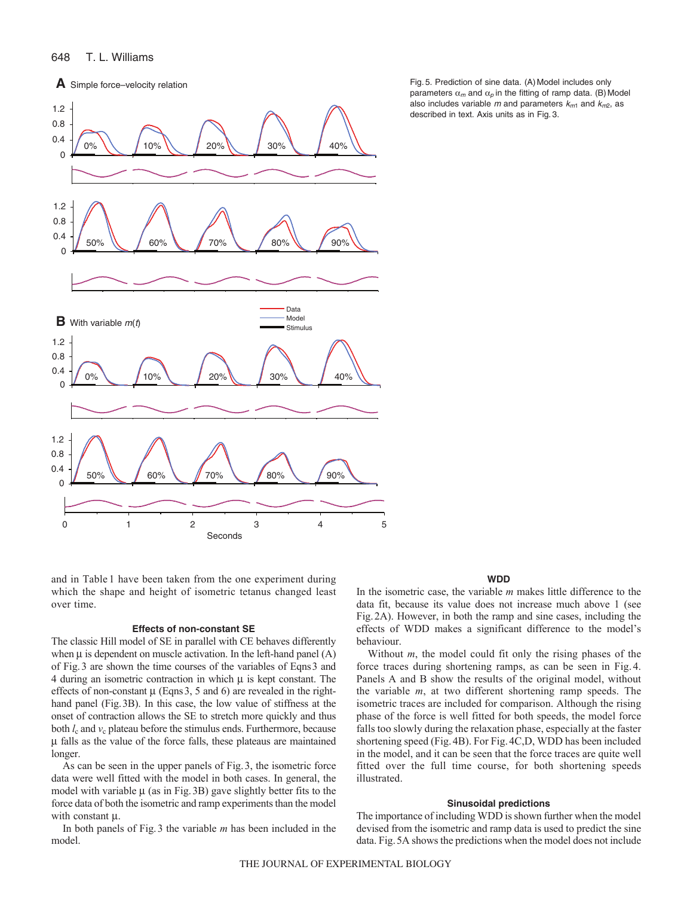Fig. 5. Prediction of sine data. (A) Model includes only parameters $\alpha_m$ and $\alpha_p$ in the fitting of ramp data. (B) Model also includes variable $m$ and parameters $k_{m1}$ and $k_{m2}$, as described in text. Axis units as in Fig. 3.

and in Table 1 have been taken from the one experiment during which the shape and height of isometric tetanus changed least over time.

### Effects of non-constant SE

The classic Hill model of SE in parallel with CE behaves differently when μ is dependent on muscle activation. In the left-hand panel (A) of Fig. 3 are shown the time courses of the variables of Eqns 3 and 4 during an isometric contraction in which μ is kept constant. The effects of non-constant μ (Eqns 3, 5 and 6) are revealed in the right-hand panel (Fig. 3B). In this case, the low value of stiffness at the onset of contraction allows the SE to stretch more quickly and thus both $l_c$ and $v_c$ plateau before the stimulus ends. Furthermore, because μ falls as the value of the force falls, these plateaus are maintained longer.

As can be seen in the upper panels of Fig. 3, the isometric force data were well fitted with the model in both cases. In general, the model with variable μ (as in Fig. 3B) gave slightly better fits to the force data of both the isometric and ramp experiments than the model with constant μ.

In both panels of Fig. 3 the variable $m$ has been included in the model.

### WDD

In the isometric case, the variable $m$ makes little difference to the data fit, because its value does not increase much above 1 (see Fig. 2A). However, in both the ramp and sine cases, including the effects of WDD makes a significant difference to the model's behaviour.

Without $m$, the model could fit only the rising phases of the force traces during shortening ramps, as can be seen in Fig. 4. Panels A and B show the results of the original model, without the variable $m$, at two different shortening ramp speeds. The isometric traces are included for comparison. Although the rising phase of the force is well fitted for both speeds, the model force falls too slowly during the relaxation phase, especially at the faster shortening speed (Fig. 4B). For Fig. 4C,D, WDD has been included in the model, and it can be seen that the force traces are quite well fitted over the full time course, for both shortening speeds illustrated.

### Sinusoidal predictions

The importance of including WDD is shown further when the model devised from the isometric and ramp data is used to predict the sine data. Fig. 5A shows the predictions when the model does not include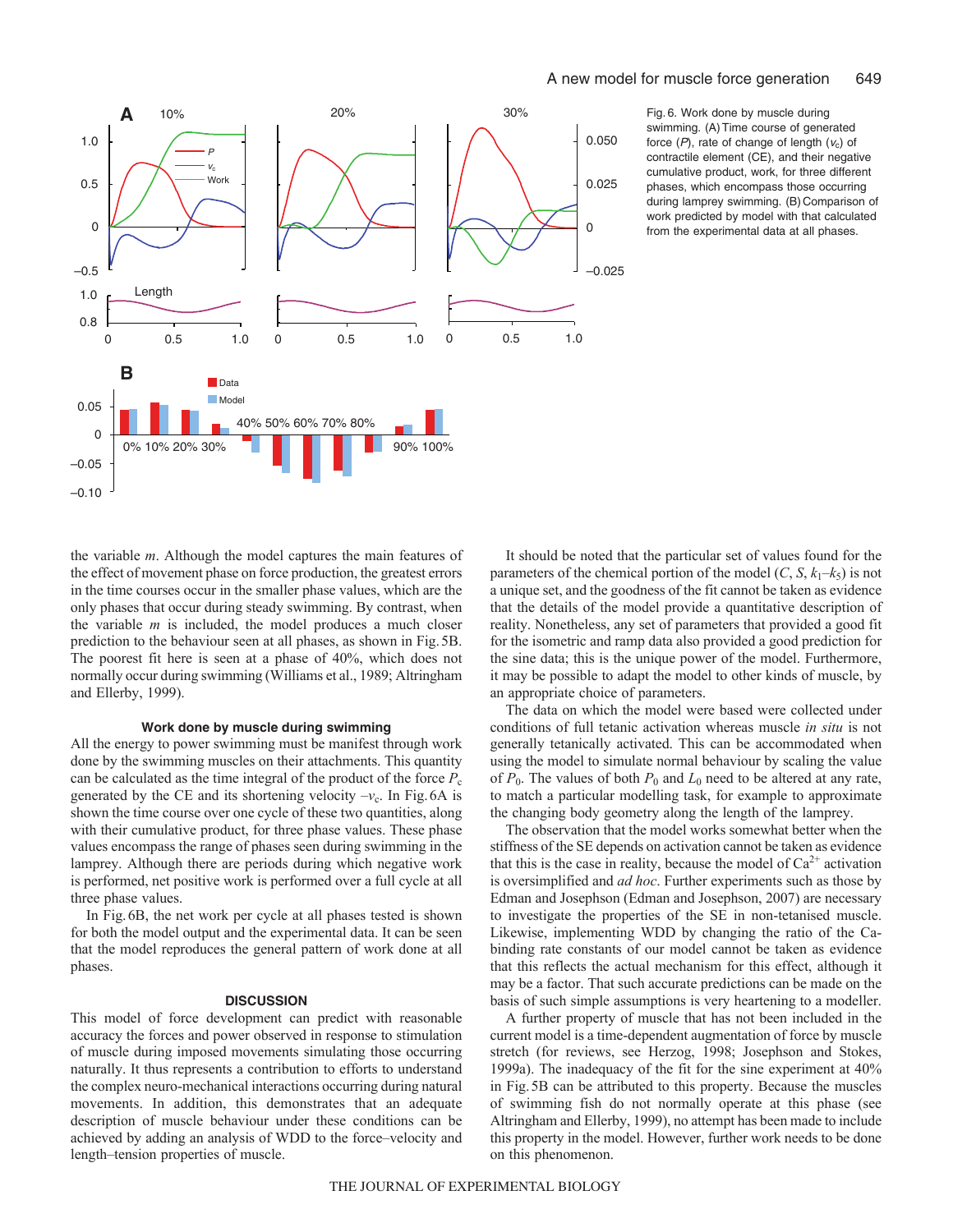A
10%
20%
30%
1.0
0.5
0
–0.5
P
$v_c$
Work
0.050
0.025
0
–0.025
1.0
0.8
Length
0
0.5
1.0
0
0.5
1.0
0
0.5
1.0

B
Data
Model
0.05
0
–0.05
–0.10
0% 10% 20% 30%
40% 50% 60% 70% 80%
90% 100%

Fig. 6. Work done by muscle during swimming. (A) Time course of generated force ($P$), rate of change of length ($v_c$) of contractile element (CE), and their negative cumulative product, work, for three different phases, which encompass those occurring during lamprey swimming. (B) Comparison of work predicted by model with that calculated from the experimental data at all phases.

the variable $m$. Although the model captures the main features of the effect of movement phase on force production, the greatest errors in the time courses occur in the smaller phase values, which are the only phases that occur during steady swimming. By contrast, when the variable $m$ is included, the model produces a much closer prediction to the behaviour seen at all phases, as shown in Fig. 5B. The poorest fit here is seen at a phase of 40%, which does not normally occur during swimming (Williams et al., 1989; Altringham and Ellerby, 1999).

### Work done by muscle during swimming

All the energy to power swimming must be manifest through work done by the swimming muscles on their attachments. This quantity can be calculated as the time integral of the product of the force $P_c$ generated by the CE and its shortening velocity $-v_c$. In Fig. 6A is shown the time course over one cycle of these two quantities, along with their cumulative product, for three phase values. These phase values encompass the range of phases seen during swimming in the lamprey. Although there are periods during which negative work is performed, net positive work is performed over a full cycle at all three phase values.

In Fig. 6B, the net work per cycle at all phases tested is shown for both the model output and the experimental data. It can be seen that the model reproduces the general pattern of work done at all phases.

## DISCUSSION

This model of force development can predict with reasonable accuracy the forces and power observed in response to stimulation of muscle during imposed movements simulating those occurring naturally. It thus represents a contribution to efforts to understand the complex neuro-mechanical interactions occurring during natural movements. In addition, this demonstrates that an adequate description of muscle behaviour under these conditions can be achieved by adding an analysis of WDD to the force–velocity and length–tension properties of muscle.

It should be noted that the particular set of values found for the parameters of the chemical portion of the model ($C$, $S$, $k_1$–$k_5$) is not a unique set, and the goodness of the fit cannot be taken as evidence that the details of the model provide a quantitative description of reality. Nonetheless, any set of parameters that provided a good fit for the isometric and ramp data also provided a good prediction for the sine data; this is the unique power of the model. Furthermore, it may be possible to adapt the model to other kinds of muscle, by an appropriate choice of parameters.

The data on which the model were based were collected under conditions of full tetanic activation whereas muscle *in situ* is not generally tetanically activated. This can be accommodated when using the model to simulate normal behaviour by scaling the value of $P_0$. The values of both $P_0$ and $L_0$ need to be altered at any rate, to match a particular modelling task, for example to approximate the changing body geometry along the length of the lamprey.

The observation that the model works somewhat better when the stiffness of the SE depends on activation cannot be taken as evidence that this is the case in reality, because the model of $Ca^{2+}$ activation is oversimplified and *ad hoc*. Further experiments such as those by Edman and Josephson (Edman and Josephson, 2007) are necessary to investigate the properties of the SE in non-tetanised muscle. Likewise, implementing WDD by changing the ratio of the Ca-binding rate constants of our model cannot be taken as evidence that this reflects the actual mechanism for this effect, although it may be a factor. That such accurate predictions can be made on the basis of such simple assumptions is very heartening to a modeller.

A further property of muscle that has not been included in the current model is a time-dependent augmentation of force by muscle stretch (for reviews, see Herzog, 1998; Josephson and Stokes, 1999a). The inadequacy of the fit for the sine experiment at 40% in Fig. 5B can be attributed to this property. Because the muscles of swimming fish do not normally operate at this phase (see Altringham and Ellerby, 1999), no attempt has been made to include this property in the model. However, further work needs to be done on this phenomenon.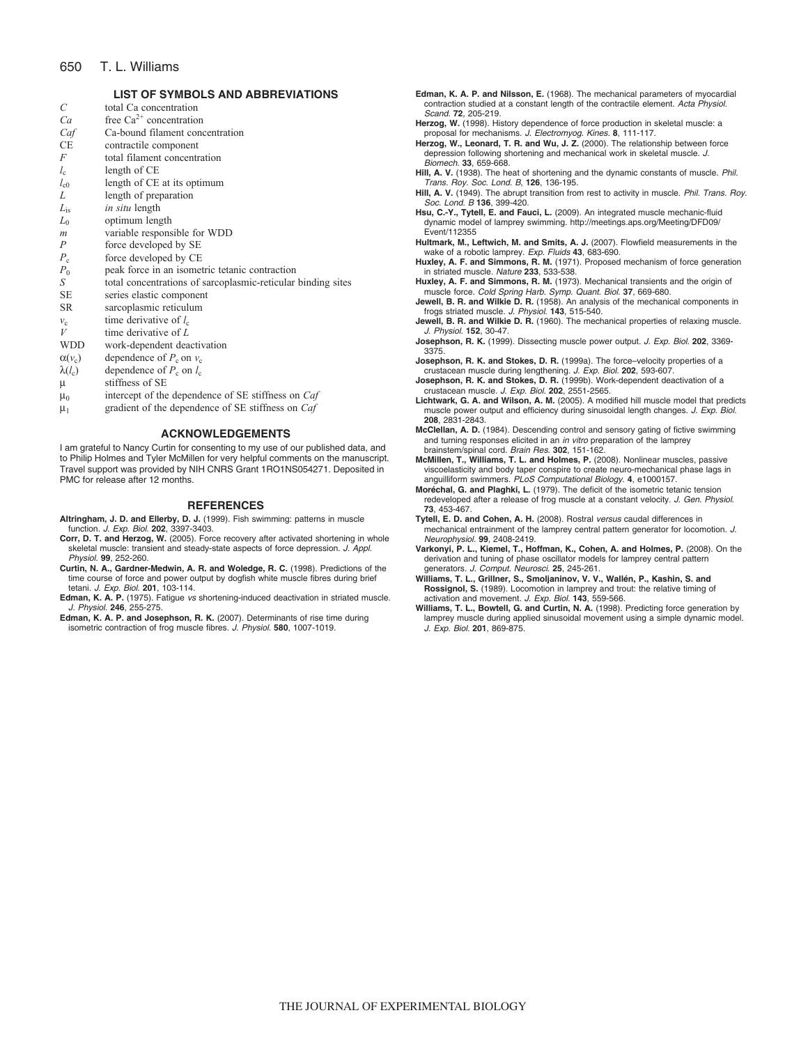## LIST OF SYMBOLS AND ABBREVIATIONS

| | |
|---|---|
| $C$ | total Ca concentration |
| $Ca$ | free $Ca^{2+}$ concentration |
| $Caf$ | Ca-bound filament concentration |
| CE | contractile component |
| $F$ | total filament concentration |
| $l_c$ | length of CE |
| $l_{c0}$ | length of CE at its optimum |
| $L$ | length of preparation |
| $L_{is}$ | *in situ* length |
| $L_0$ | optimum length |
| $m$ | variable responsible for WDD |
| $P$ | force developed by SE |
| $P_c$ | force developed by CE |
| $P_0$ | peak force in an isometric tetanic contraction |
| $S$ | total concentrations of sarcoplasmic-reticular binding sites |
| SE | series elastic component |
| SR | sarcoplasmic reticulum |
| $v_c$ | time derivative of $l_c$ |
| $V$ | time derivative of $L$ |
| WDD | work-dependent deactivation |
| $\alpha(v_c)$ | dependence of $P_c$ on $v_c$ |
| $\lambda(l_c)$ | dependence of $P_c$ on $l_c$ |
| $\mu$ | stiffness of SE |
| $\mu_0$ | intercept of the dependence of SE stiffness on $Caf$ |
| $\mu_1$ | gradient of the dependence of SE stiffness on $Caf$ |

## ACKNOWLEDGEMENTS

I am grateful to Nancy Curtin for consenting to my use of our published data, and to Philip Holmes and Tyler McMillen for very helpful comments on the manuscript. Travel support was provided by NIH CNRS Grant 1RO1NS054271. Deposited in PMC for release after 12 months.

## REFERENCES

**Altringham, J. D. and Ellerby, D. J.** (1999). Fish swimming: patterns in muscle function. *J. Exp. Biol.* **202**, 3397-3403.

**Corr, D. T. and Herzog, W.** (2005). Force recovery after activated shortening in whole skeletal muscle: transient and steady-state aspects of force depression. *J. Appl. Physiol.* **99**, 252-260.

**Curtin, N. A., Gardner-Medwin, A. R. and Woledge, R. C.** (1998). Predictions of the time course of force and power output by dogfish white muscle fibres during brief tetani. *J. Exp. Biol.* **201**, 103-114.

**Edman, K. A. P.** (1975). Fatigue *vs* shortening-induced deactivation in striated muscle. *J. Physiol.* **246**, 255-275.

**Edman, K. A. P. and Josephson, R. K.** (2007). Determinants of rise time during isometric contraction of frog muscle fibres. *J. Physiol.* **580**, 1007-1019.

**Edman, K. A. P. and Nilsson, E.** (1968). The mechanical parameters of myocardial contraction studied at a constant length of the contractile element. *Acta Physiol. Scand.* **72**, 205-219.

**Herzog, W.** (1998). History dependence of force production in skeletal muscle: a proposal for mechanisms. *J. Electromyog. Kines.* **8**, 111-117.

**Herzog, W., Leonard, T. R. and Wu, J. Z.** (2000). The relationship between force depression following shortening and mechanical work in skeletal muscle. *J. Biomech.* **33**, 659-668.

**Hill, A. V.** (1938). The heat of shortening and the dynamic constants of muscle. *Phil. Trans. Roy. Soc. Lond. B*, **126**, 136-195.

**Hill, A. V.** (1949). The abrupt transition from rest to activity in muscle. *Phil. Trans. Roy. Soc. Lond. B* **136**, 399-420.

**Hsu, C.-Y., Tytell, E. and Fauci, L.** (2009). An integrated muscle mechanic-fluid dynamic model of lamprey swimming. http://meetings.aps.org/Meeting/DFD09/Event/112355

**Hultmark, M., Leftwich, M. and Smits, A. J.** (2007). Flowfield measurements in the wake of a robotic lamprey. *Exp. Fluids* **43**, 683-690.

**Huxley, A. F. and Simmons, R. M.** (1971). Proposed mechanism of force generation in striated muscle. *Nature* **233**, 533-538.

**Huxley, A. F. and Simmons, R. M.** (1973). Mechanical transients and the origin of muscle force. *Cold Spring Harb. Symp. Quant. Biol.* **37**, 669-680.

**Jewell, B. R. and Wilkie D. R.** (1958). An analysis of the mechanical components in frogs striated muscle. *J. Physiol.* **143**, 515-540.

**Jewell, B. R. and Wilkie D. R.** (1960). The mechanical properties of relaxing muscle. *J. Physiol.* **152**, 30-47.

**Josephson, R. K.** (1999). Dissecting muscle power output. *J. Exp. Biol.* **202**, 3369-3375.

**Josephson, R. K. and Stokes, D. R.** (1999a). The force–velocity properties of a crustacean muscle during lengthening. *J. Exp. Biol.* **202**, 593-607.

**Josephson, R. K. and Stokes, D. R.** (1999b). Work-dependent deactivation of a crustacean muscle. *J. Exp. Biol.* **202**, 2551-2565.

**Lichtwark, G. A. and Wilson, A. M.** (2005). A modified hill muscle model that predicts muscle power output and efficiency during sinusoidal length changes. *J. Exp. Biol.* **208**, 2831-2843.

**McClellan, A. D.** (1984). Descending control and sensory gating of fictive swimming and turning responses elicited in an *in vitro* preparation of the lamprey brainstem/spinal cord. *Brain Res.* **302**, 151-162.

**McMillen, T., Williams, T. L. and Holmes, P.** (2008). Nonlinear muscles, passive viscoelasticity and body taper conspire to create neuro-mechanical phase lags in anguilliform swimmers. *PLoS Computational Biology.* **4**, e1000157.

**Moréchal, G. and Plaghki, L.** (1979). The deficit of the isometric tetanic tension redeveloped after a release of frog muscle at a constant velocity. *J. Gen. Physiol.* **73**, 453-467.

**Tytell, E. D. and Cohen, A. H.** (2008). Rostral *versus* caudal differences in mechanical entrainment of the lamprey central pattern generator for locomotion. *J. Neurophysiol.* **99**, 2408-2419.

**Varkonyi, P. L., Kiemel, T., Hoffman, K., Cohen, A. and Holmes, P.** (2008). On the derivation and tuning of phase oscillator models for lamprey central pattern generators. *J. Comput. Neurosci.* **25**, 245-261.

**Williams, T. L., Grillner, S., Smoljaninov, V. V., Wallén, P., Kashin, S. and Rossignol, S.** (1989). Locomotion in lamprey and trout: the relative timing of activation and movement. *J. Exp. Biol.* **143**, 559-566.

**Williams, T. L., Bowtell, G. and Curtin, N. A.** (1998). Predicting force generation by lamprey muscle during applied sinusoidal movement using a simple dynamic model. *J. Exp. Biol.* **201**, 869-875.